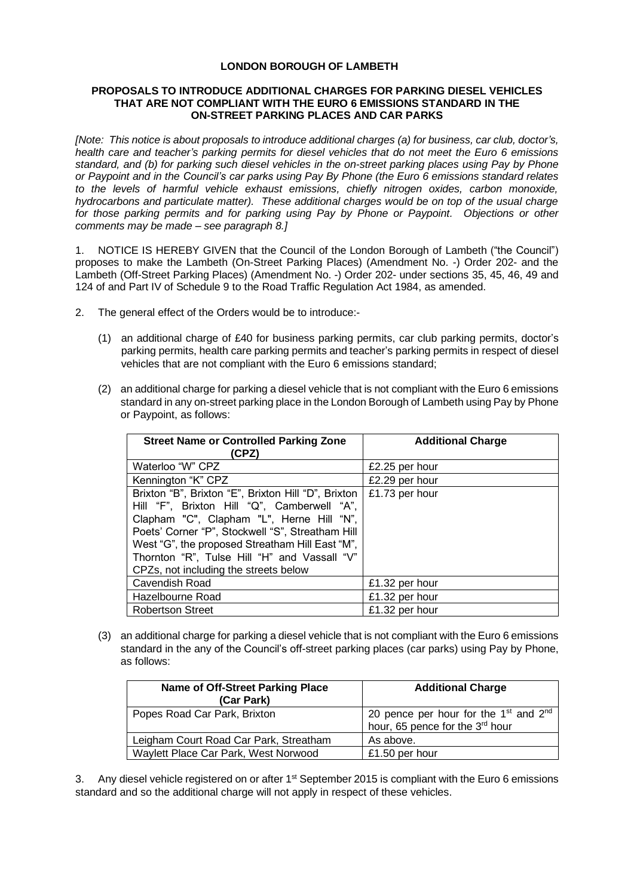**LONDON BOROUGH OF LAMBETH**

**PROPOSALS TO INTRODUCE ADDITIONAL CHARGES FOR PARKING DIESEL VEHICLES THAT ARE NOT COMPLIANT WITH THE EURO 6 EMISSIONS STANDARD IN THE ON-STREET PARKING PLACES AND CAR PARKS**

*[Note: This notice is about proposals to introduce additional charges (a) for business, car club, doctor's, health care and teacher's parking permits for diesel vehicles that do not meet the Euro 6 emissions standard, and (b) for parking such diesel vehicles in the on-street parking places using Pay by Phone or Paypoint and in the Council's car parks using Pay By Phone (the Euro 6 emissions standard relates to the levels of harmful vehicle exhaust emissions, chiefly nitrogen oxides, carbon monoxide, hydrocarbons and particulate matter). These additional charges would be on top of the usual charge for those parking permits and for parking using Pay by Phone or Paypoint. Objections or other comments may be made – see paragraph 8.]*

1. NOTICE IS HEREBY GIVEN that the Council of the London Borough of Lambeth ("the Council") proposes to make the Lambeth (On-Street Parking Places) (Amendment No. -) Order 202- and the Lambeth (Off-Street Parking Places) (Amendment No. -) Order 202- under sections 35, 45, 46, 49 and 124 of and Part IV of Schedule 9 to the Road Traffic Regulation Act 1984, as amended.

2. The general effect of the Orders would be to introduce:-

   (1) an additional charge of £40 for business parking permits, car club parking permits, doctor's parking permits, health care parking permits and teacher's parking permits in respect of diesel vehicles that are not compliant with the Euro 6 emissions standard;

   (2) an additional charge for parking a diesel vehicle that is not compliant with the Euro 6 emissions standard in any on-street parking place in the London Borough of Lambeth using Pay by Phone or Paypoint, as follows:

| Street Name or Controlled Parking Zone (CPZ) | Additional Charge |
|---|---|
| Waterloo "W" CPZ | £2.25 per hour |
| Kennington "K" CPZ | £2.29 per hour |
| Brixton "B", Brixton "E", Brixton Hill "D", Brixton Hill "F", Brixton Hill "Q", Camberwell "A", Clapham "C", Clapham "L", Herne Hill "N", Poets' Corner "P", Stockwell "S", Streatham Hill West "G", the proposed Streatham Hill East "M", Thornton "R", Tulse Hill "H" and Vassall "V" CPZs, not including the streets below | £1.73 per hour |
| Cavendish Road | £1.32 per hour |
| Hazelbourne Road | £1.32 per hour |
| Robertson Street | £1.32 per hour |

   (3) an additional charge for parking a diesel vehicle that is not compliant with the Euro 6 emissions standard in the any of the Council's off-street parking places (car parks) using Pay by Phone, as follows:

| Name of Off-Street Parking Place (Car Park) | Additional Charge |
|---|---|
| Popes Road Car Park, Brixton | 20 pence per hour for the 1st and 2nd hour, 65 pence for the 3rd hour |
| Leigham Court Road Car Park, Streatham | As above. |
| Waylett Place Car Park, West Norwood | £1.50 per hour |

3. Any diesel vehicle registered on or after 1st September 2015 is compliant with the Euro 6 emissions standard and so the additional charge will not apply in respect of these vehicles.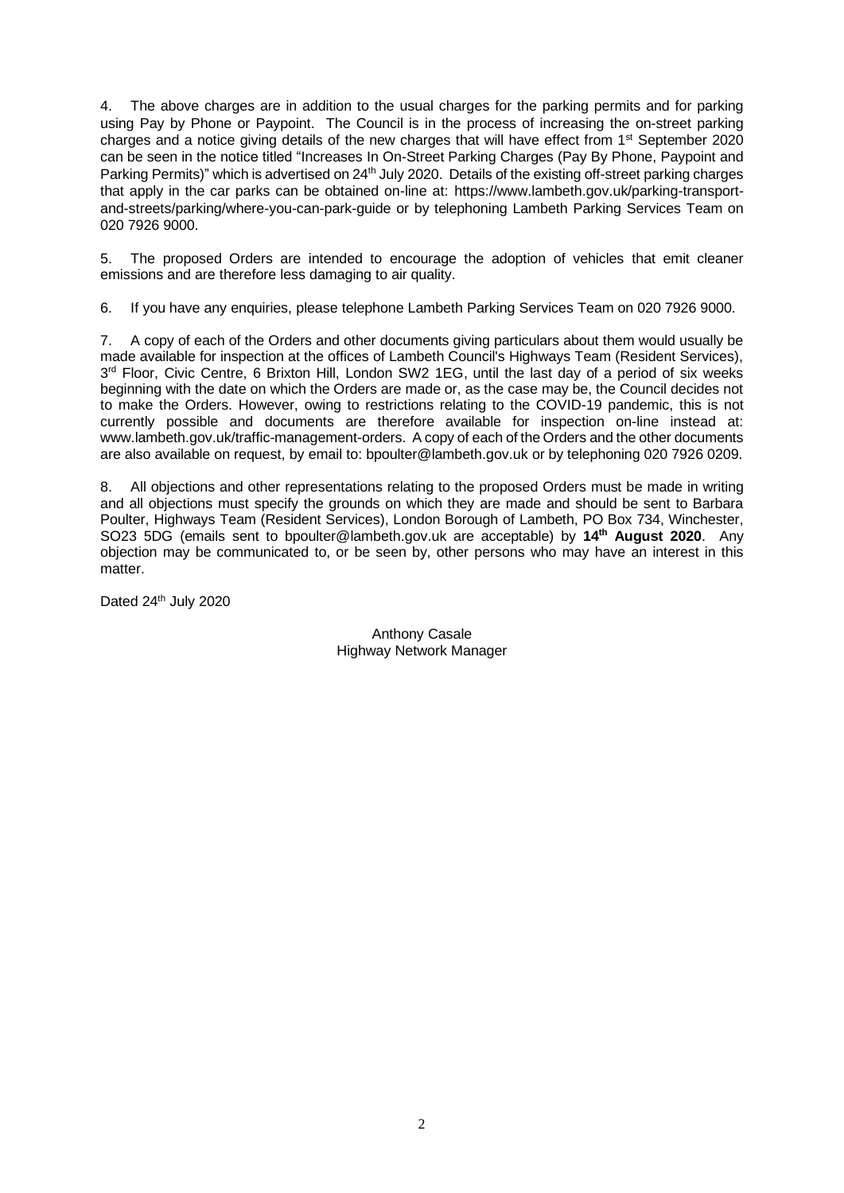4. The above charges are in addition to the usual charges for the parking permits and for parking using Pay by Phone or Paypoint. The Council is in the process of increasing the on-street parking charges and a notice giving details of the new charges that will have effect from 1st September 2020 can be seen in the notice titled "Increases In On-Street Parking Charges (Pay By Phone, Paypoint and Parking Permits)" which is advertised on 24th July 2020. Details of the existing off-street parking charges that apply in the car parks can be obtained on-line at: https://www.lambeth.gov.uk/parking-transport-and-streets/parking/where-you-can-park-guide or by telephoning Lambeth Parking Services Team on 020 7926 9000.

5. The proposed Orders are intended to encourage the adoption of vehicles that emit cleaner emissions and are therefore less damaging to air quality.

6. If you have any enquiries, please telephone Lambeth Parking Services Team on 020 7926 9000.

7. A copy of each of the Orders and other documents giving particulars about them would usually be made available for inspection at the offices of Lambeth Council's Highways Team (Resident Services), 3rd Floor, Civic Centre, 6 Brixton Hill, London SW2 1EG, until the last day of a period of six weeks beginning with the date on which the Orders are made or, as the case may be, the Council decides not to make the Orders. However, owing to restrictions relating to the COVID-19 pandemic, this is not currently possible and documents are therefore available for inspection on-line instead at: www.lambeth.gov.uk/traffic-management-orders. A copy of each of the Orders and the other documents are also available on request, by email to: bpoulter@lambeth.gov.uk or by telephoning 020 7926 0209.

8. All objections and other representations relating to the proposed Orders must be made in writing and all objections must specify the grounds on which they are made and should be sent to Barbara Poulter, Highways Team (Resident Services), London Borough of Lambeth, PO Box 734, Winchester, SO23 5DG (emails sent to bpoulter@lambeth.gov.uk are acceptable) by **14th August 2020**. Any objection may be communicated to, or be seen by, other persons who may have an interest in this matter.

Dated 24th July 2020

Anthony Casale
Highway Network Manager